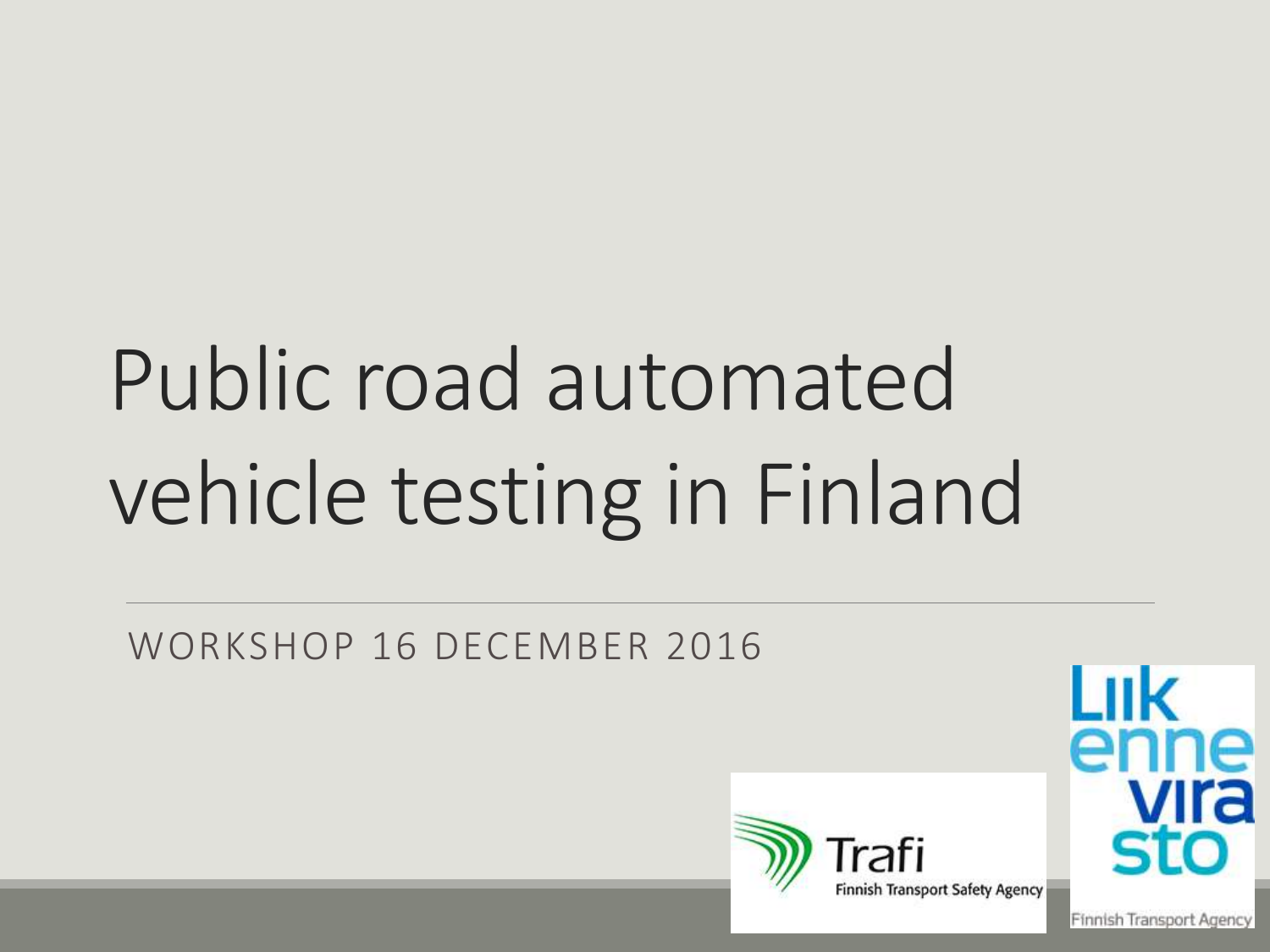# Public road automated vehicle testing in Finland

WORKSHOP 16 DECEMBER 2016

Trafi
Finnish Transport Safety Agency

Liikennevirasto
Finnish Transport Agency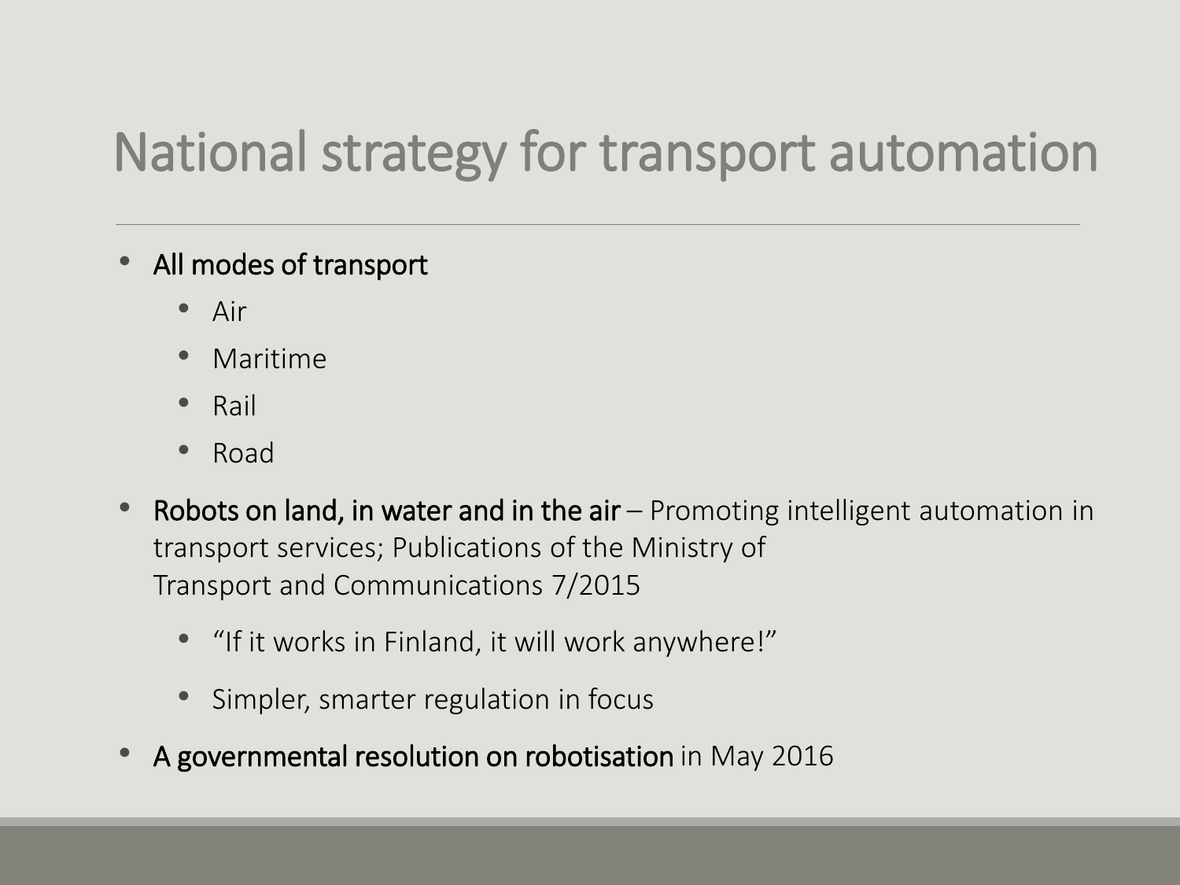# National strategy for transport automation

- All modes of transport
  - Air
  - Maritime
  - Rail
  - Road
- Robots on land, in water and in the air – Promoting intelligent automation in transport services; Publications of the Ministry of Transport and Communications 7/2015
  - "If it works in Finland, it will work anywhere!"
  - Simpler, smarter regulation in focus
- A governmental resolution on robotisation in May 2016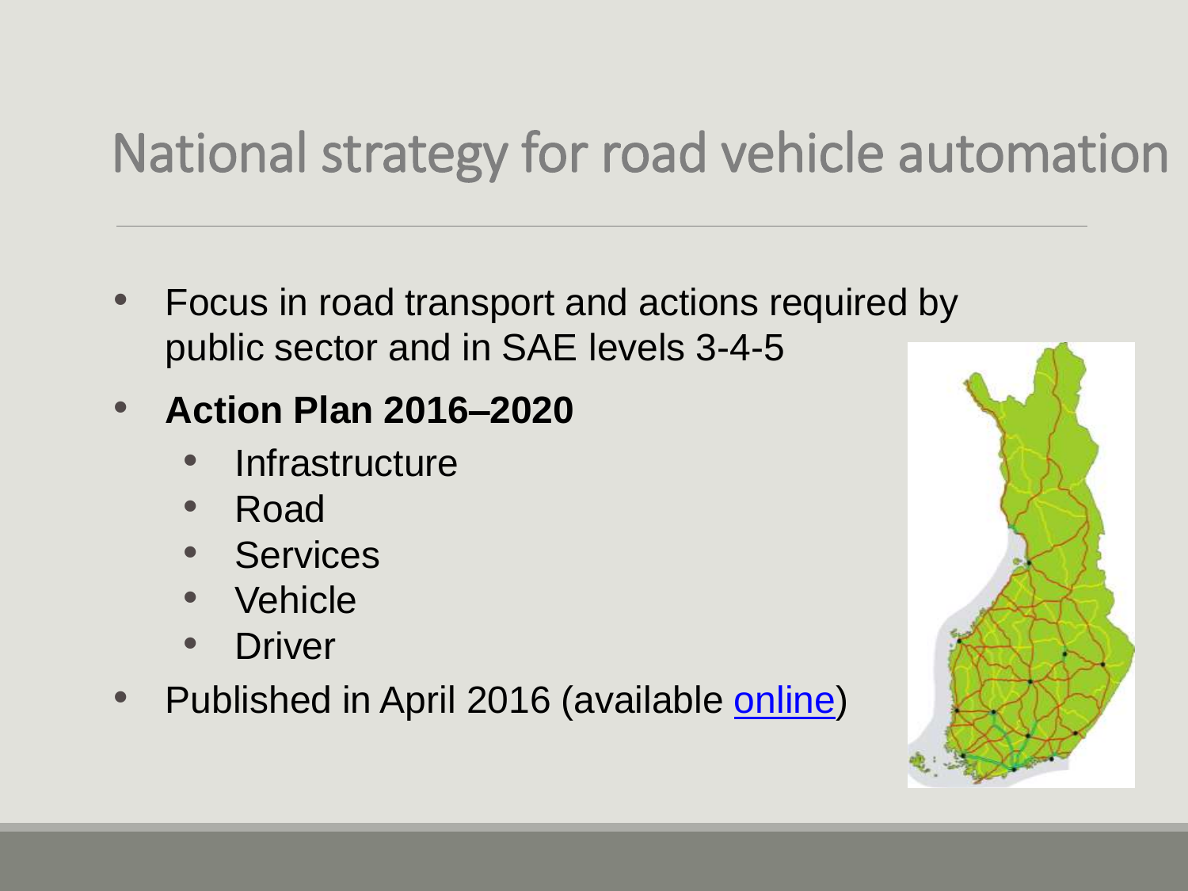# National strategy for road vehicle automation

- Focus in road transport and actions required by public sector and in SAE levels 3-4-5
- **Action Plan 2016–2020**
  - Infrastructure
  - Road
  - Services
  - Vehicle
  - Driver
- Published in April 2016 (available online)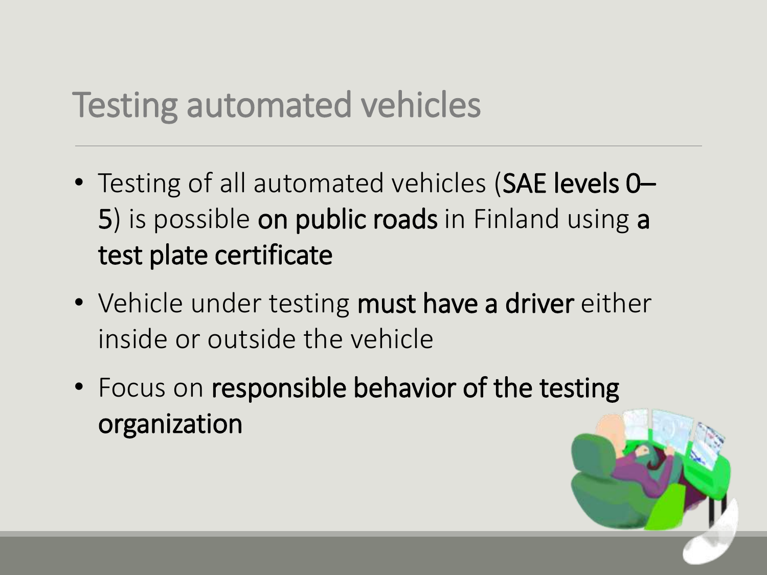# Testing automated vehicles

- Testing of all automated vehicles (**SAE levels 0–5**) is possible **on public roads** in Finland using **a test plate certificate**
- Vehicle under testing **must have a driver** either inside or outside the vehicle
- Focus on **responsible behavior of the testing organization**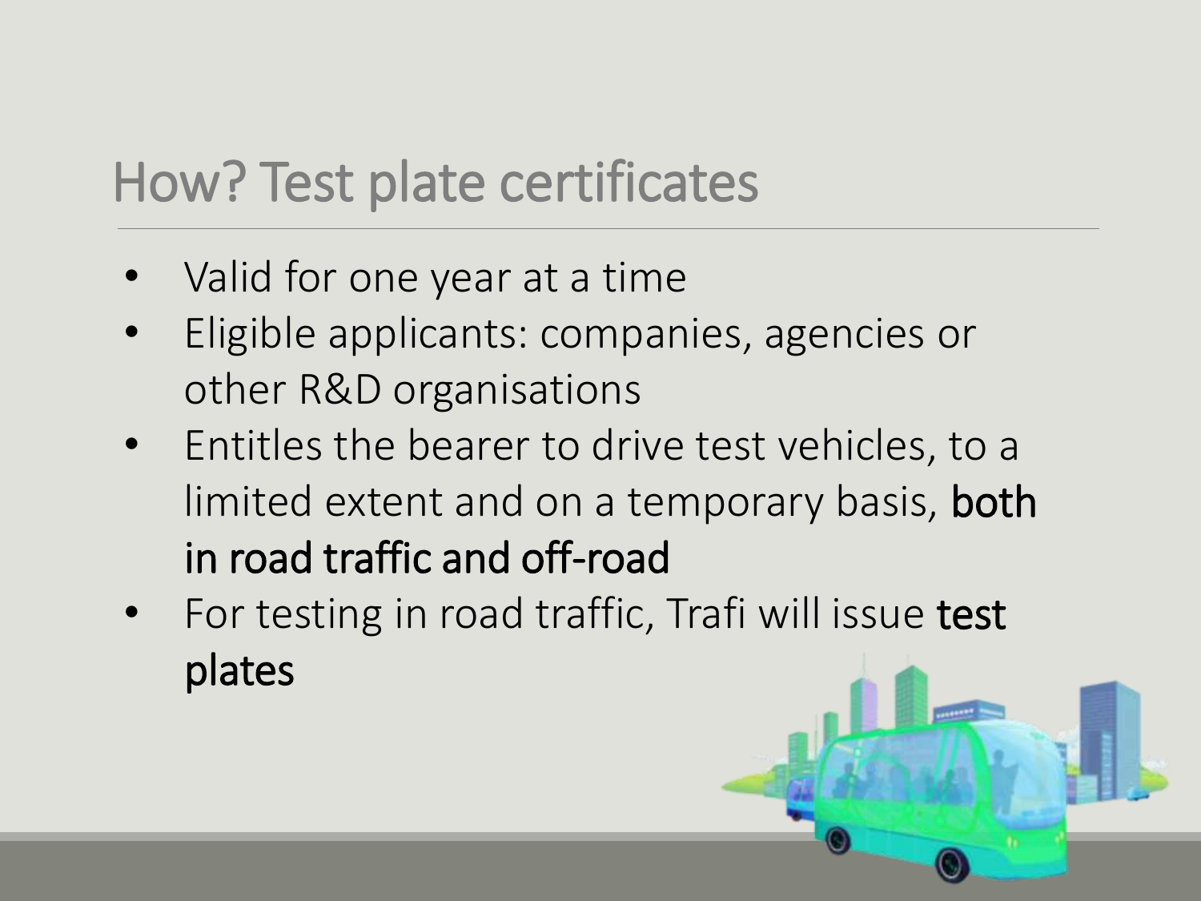# How? Test plate certificates

- Valid for one year at a time
- Eligible applicants: companies, agencies or other R&D organisations
- Entitles the bearer to drive test vehicles, to a limited extent and on a temporary basis, **both in road traffic and off-road**
- For testing in road traffic, Trafi will issue **test plates**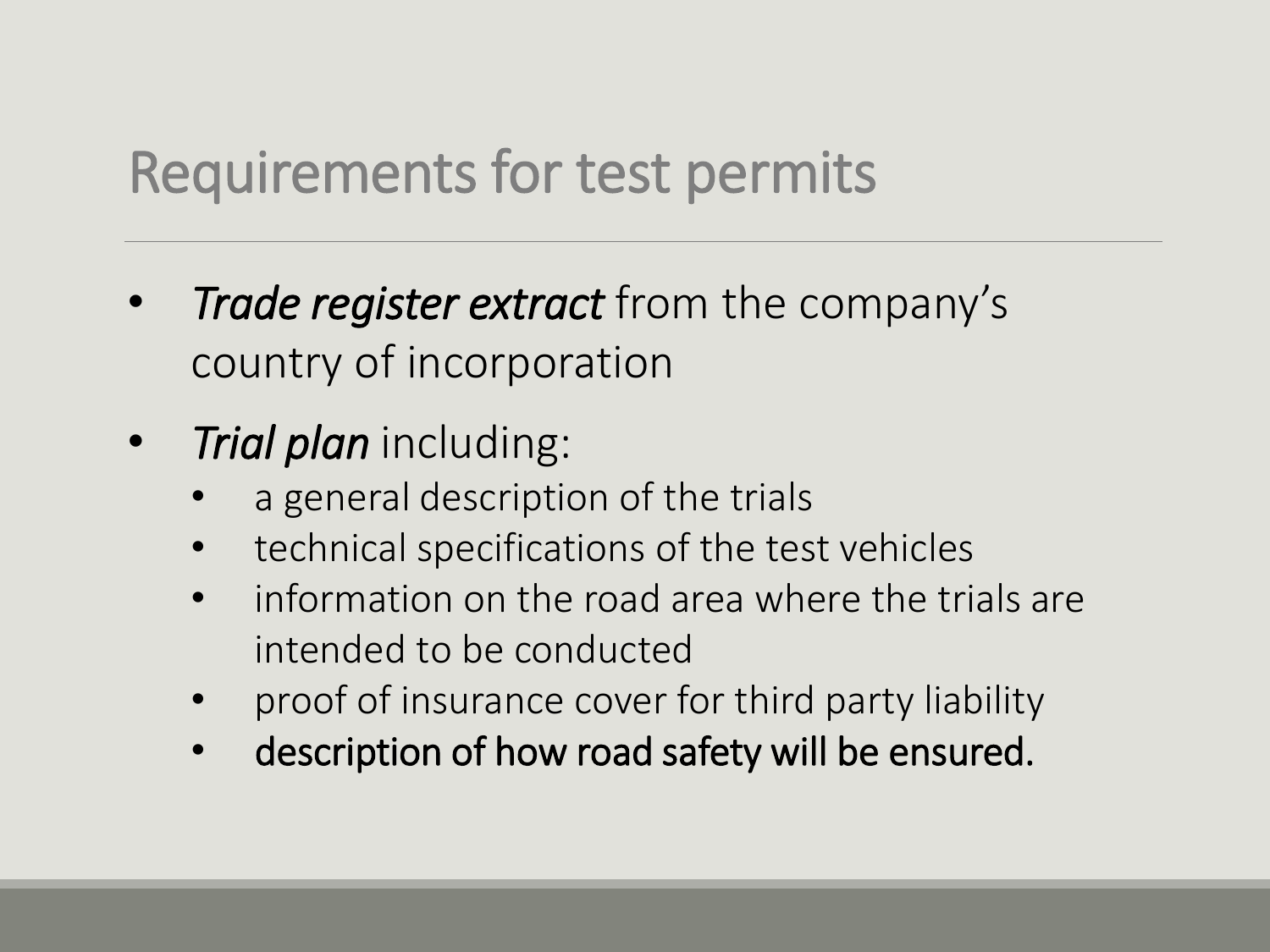# Requirements for test permits

- *Trade register extract* from the company's country of incorporation
- *Trial plan* including:
  - a general description of the trials
  - technical specifications of the test vehicles
  - information on the road area where the trials are intended to be conducted
  - proof of insurance cover for third party liability
  - description of how road safety will be ensured.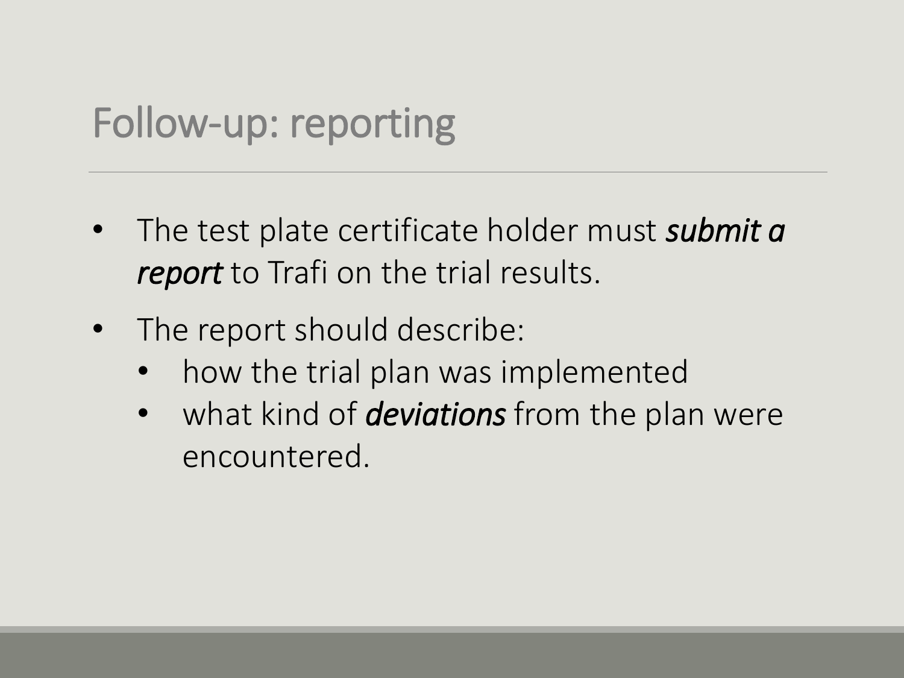# Follow-up: reporting

- The test plate certificate holder must ***submit a report*** to Trafi on the trial results.
- The report should describe:
  - how the trial plan was implemented
  - what kind of ***deviations*** from the plan were encountered.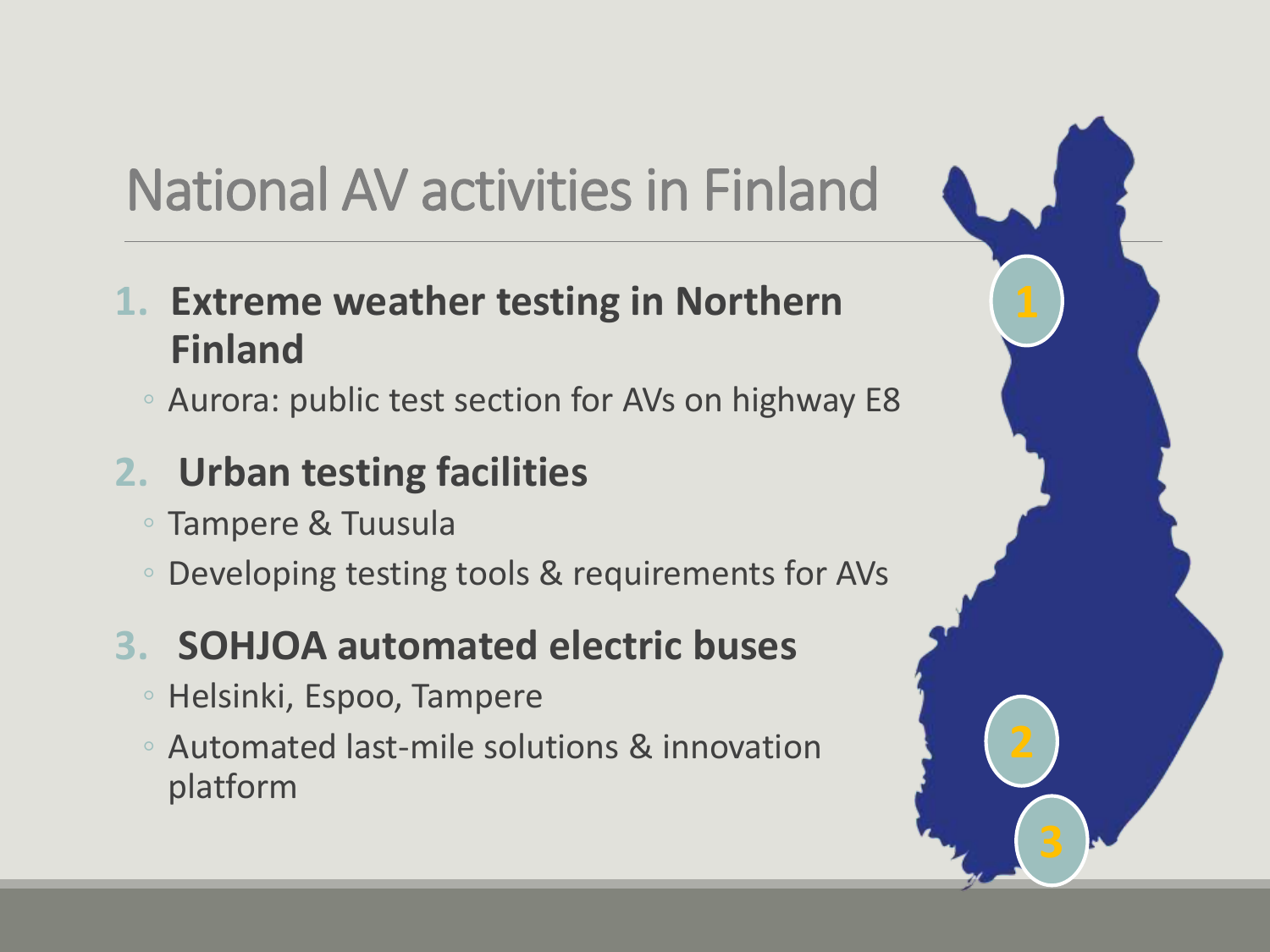# National AV activities in Finland

1. **Extreme weather testing in Northern Finland**
   - Aurora: public test section for AVs on highway E8
2. **Urban testing facilities**
   - Tampere & Tuusula
   - Developing testing tools & requirements for AVs
3. **SOHJOA automated electric buses**
   - Helsinki, Espoo, Tampere
   - Automated last-mile solutions & innovation platform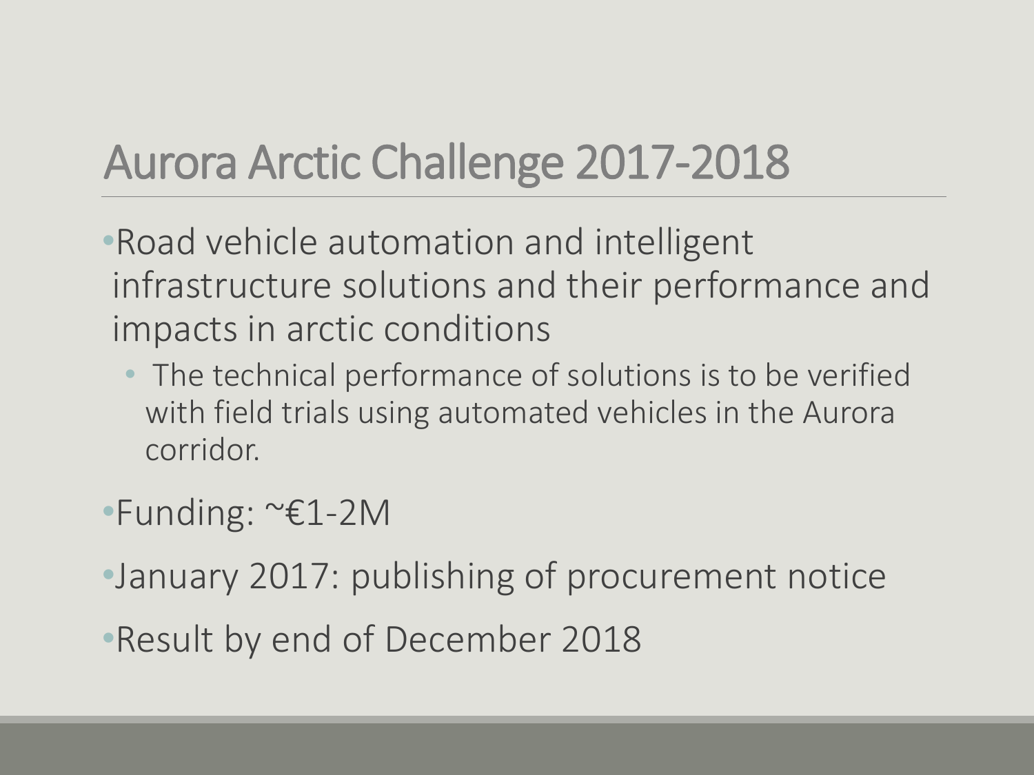# Aurora Arctic Challenge 2017-2018

- Road vehicle automation and intelligent infrastructure solutions and their performance and impacts in arctic conditions
  - The technical performance of solutions is to be verified with field trials using automated vehicles in the Aurora corridor.
- Funding: ~€1-2M
- January 2017: publishing of procurement notice
- Result by end of December 2018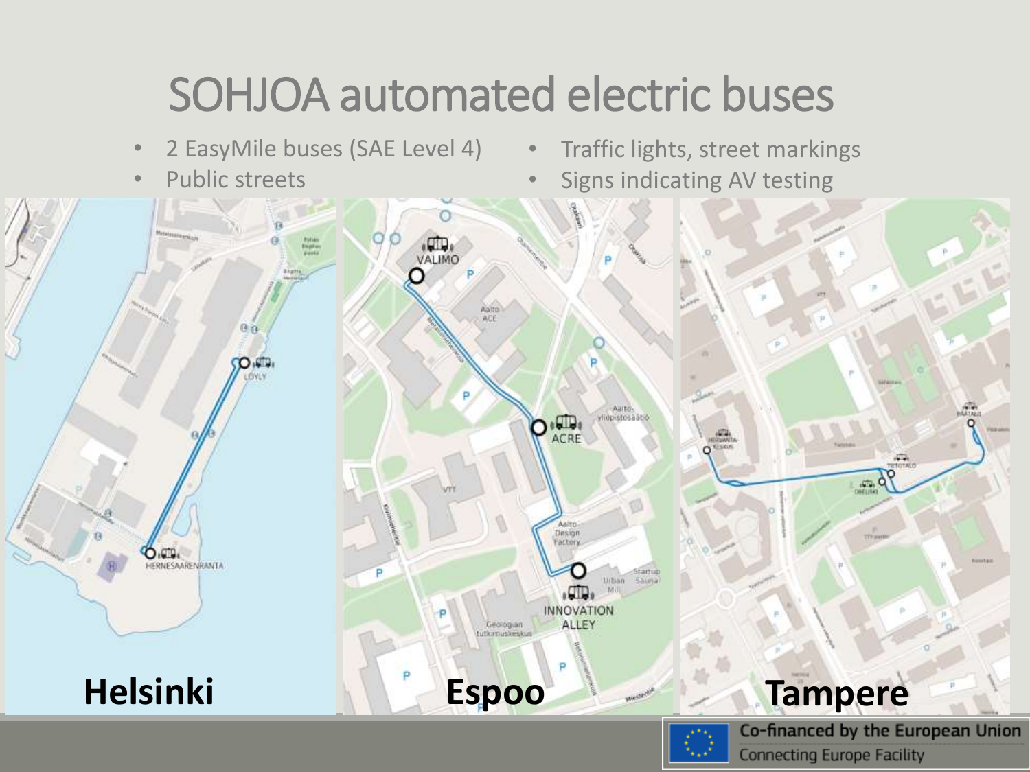# SOHJOA automated electric buses

- 2 EasyMile buses (SAE Level 4)
- Public streets
- Traffic lights, street markings
- Signs indicating AV testing

**Helsinki** **Espoo** **Tampere**

Co-financed by the European Union
Connecting Europe Facility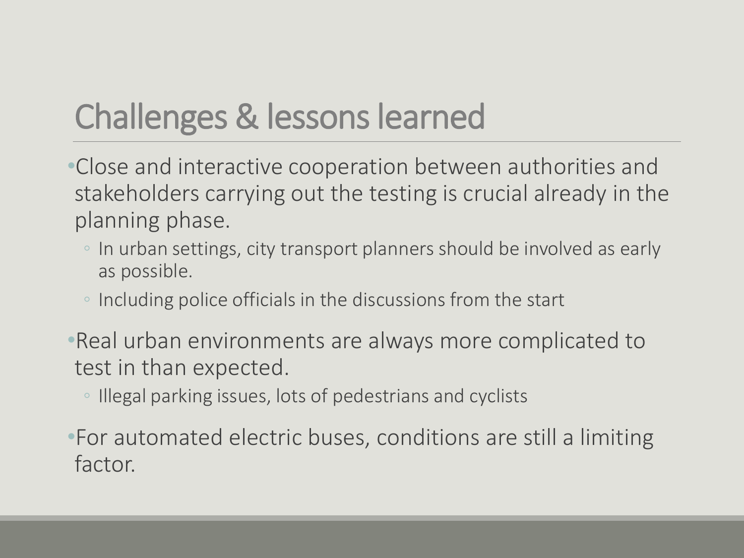# Challenges & lessons learned

- Close and interactive cooperation between authorities and stakeholders carrying out the testing is crucial already in the planning phase.
  - In urban settings, city transport planners should be involved as early as possible.
  - Including police officials in the discussions from the start
- Real urban environments are always more complicated to test in than expected.
  - Illegal parking issues, lots of pedestrians and cyclists
- For automated electric buses, conditions are still a limiting factor.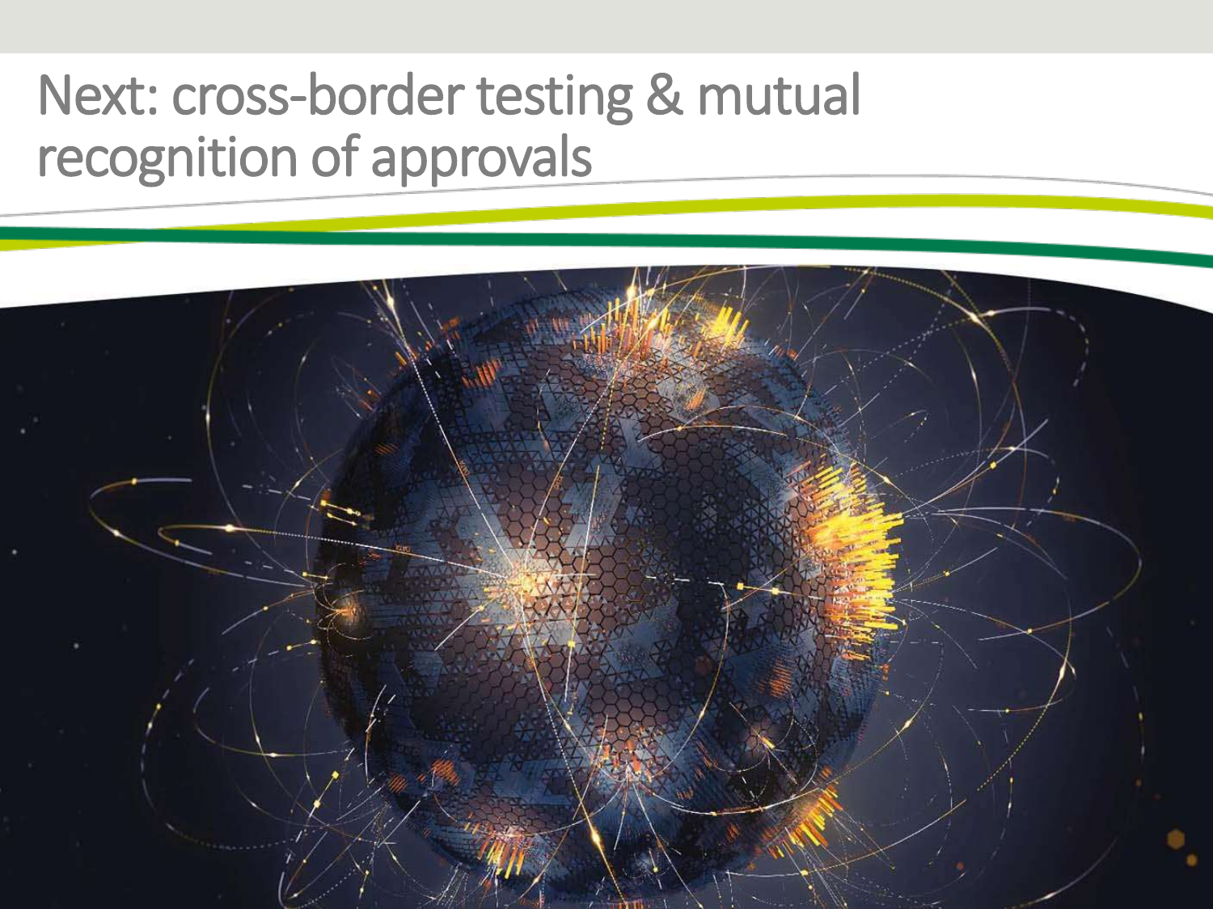# Next: cross-border testing & mutual recognition of approvals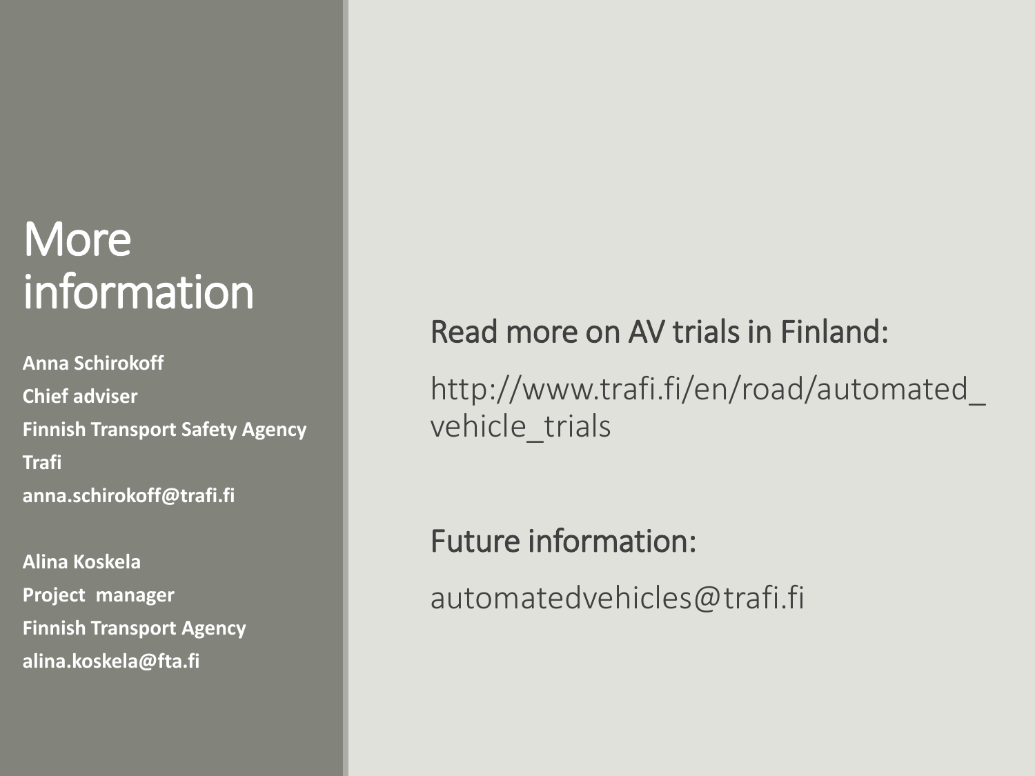# More information

**Anna Schirokoff**
**Chief adviser**
**Finnish Transport Safety Agency**
**Trafi**
**anna.schirokoff@trafi.fi**

**Alina Koskela**
**Project manager**
**Finnish Transport Agency**
**alina.koskela@fta.fi**

## Read more on AV trials in Finland:

http://www.trafi.fi/en/road/automated_vehicle_trials

## Future information:

automatedvehicles@trafi.fi